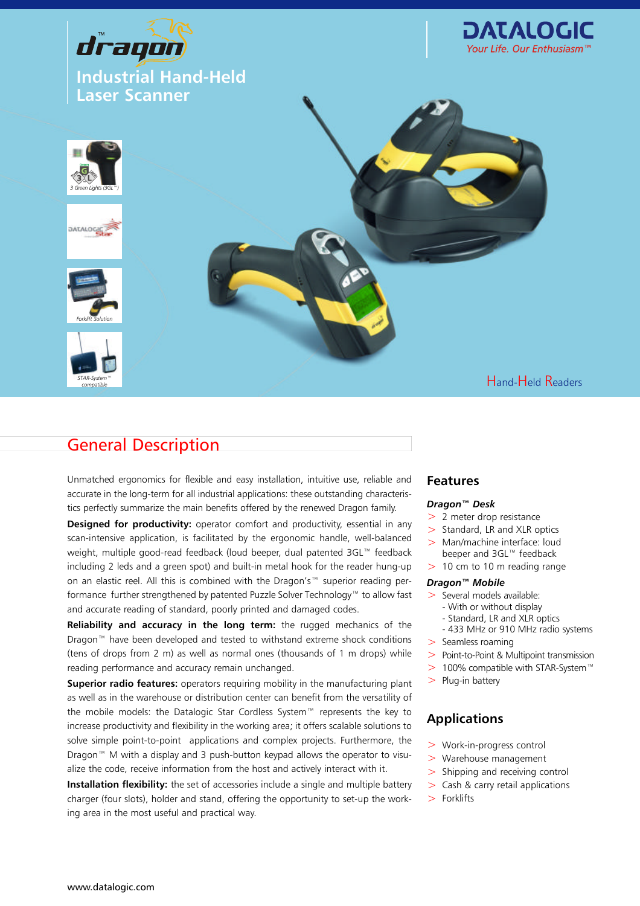# dragon™

## Industrial Hand-Held Laser Scanner

DATALOGIC
Your Life. Our Enthusiasm™

3 Green Lights (3GL™)

Forklift Solution

STAR-System™ compatible

Hand-Held Readers

## General Description

Unmatched ergonomics for flexible and easy installation, intuitive use, reliable and accurate in the long-term for all industrial applications: these outstanding characteristics perfectly summarize the main benefits offered by the renewed Dragon family.

**Designed for productivity:** operator comfort and productivity, essential in any scan-intensive application, is facilitated by the ergonomic handle, well-balanced weight, multiple good-read feedback (loud beeper, dual patented 3GL™ feedback including 2 leds and a green spot) and built-in metal hook for the reader hung-up on an elastic reel. All this is combined with the Dragon's™ superior reading performance further strengthened by patented Puzzle Solver Technology™ to allow fast and accurate reading of standard, poorly printed and damaged codes.

**Reliability and accuracy in the long term:** the rugged mechanics of the Dragon™ have been developed and tested to withstand extreme shock conditions (tens of drops from 2 m) as well as normal ones (thousands of 1 m drops) while reading performance and accuracy remain unchanged.

**Superior radio features:** operators requiring mobility in the manufacturing plant as well as in the warehouse or distribution center can benefit from the versatility of the mobile models: the Datalogic Star Cordless System™ represents the key to increase productivity and flexibility in the working area; it offers scalable solutions to solve simple point-to-point applications and complex projects. Furthermore, the Dragon™ M with a display and 3 push-button keypad allows the operator to visualize the code, receive information from the host and actively interact with it.

**Installation flexibility:** the set of accessories include a single and multiple battery charger (four slots), holder and stand, offering the opportunity to set-up the working area in the most useful and practical way.

## Features

***Dragon™ Desk***

- 2 meter drop resistance
- Standard, LR and XLR optics
- Man/machine interface: loud beeper and 3GL™ feedback
- 10 cm to 10 m reading range

***Dragon™ Mobile***

- Several models available:
  - With or without display
  - Standard, LR and XLR optics
  - 433 MHz or 910 MHz radio systems
- Seamless roaming
- Point-to-Point & Multipoint transmission
- 100% compatible with STAR-System™
- Plug-in battery

## Applications

- Work-in-progress control
- Warehouse management
- Shipping and receiving control
- Cash & carry retail applications
- Forklifts

www.datalogic.com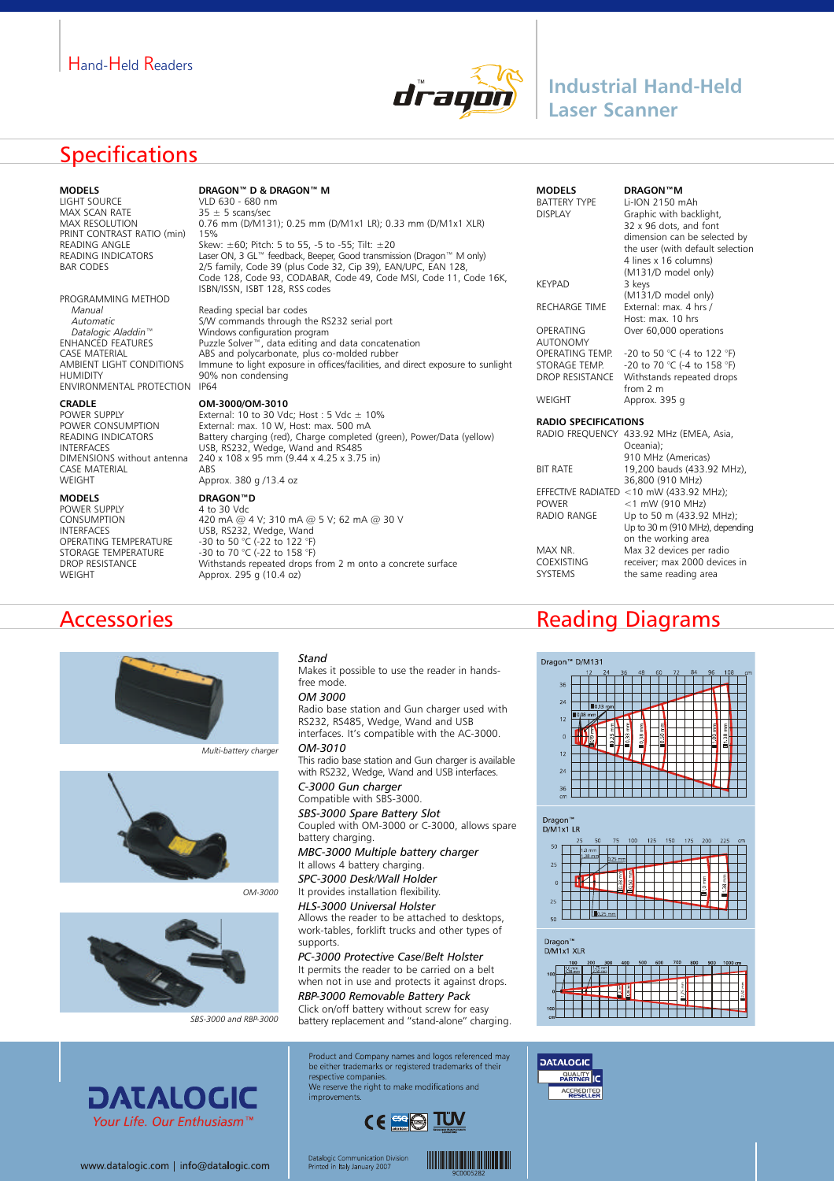Hand-Held Readers

# Industrial Hand-Held Laser Scanner

## Specifications

| MODELS | DRAGON™ D & DRAGON™ M |
|---|---|
| LIGHT SOURCE | VLD 630 - 680 nm |
| MAX SCAN RATE | 35 ± 5 scans/sec |
| MAX RESOLUTION | 0.76 mm (D/M131); 0.25 mm (D/M1x1 LR); 0.33 mm (D/M1x1 XLR) |
| PRINT CONTRAST RATIO (min) | 15% |
| READING ANGLE | Skew: ±60; Pitch: 5 to 55, -5 to -55; Tilt: ±20 |
| READING INDICATORS | Laser ON, 3 GL™ feedback, Beeper, Good transmission (Dragon™ M only) |
| BAR CODES | 2/5 family, Code 39 (plus Code 32, Cip 39), EAN/UPC, EAN 128, Code 128, Code 93, CODABAR, Code 49, Code MSI, Code 11, Code 16K, ISBN/ISSN, ISBT 128, RSS codes |
| PROGRAMMING METHOD | |
| *Manual* | Reading special bar codes |
| *Automatic* | S/W commands through the RS232 serial port |
| *Datalogic Aladdin™* | Windows configuration program |
| ENHANCED FEATURES | Puzzle Solver™, data editing and data concatenation |
| CASE MATERIAL | ABS and polycarbonate, plus co-molded rubber |
| AMBIENT LIGHT CONDITIONS | Immune to light exposure in offices/facilities, and direct exposure to sunlight |
| HUMIDITY | 90% non condensing |
| ENVIRONMENTAL PROTECTION | IP64 |

| CRADLE | OM-3000/OM-3010 |
|---|---|
| POWER SUPPLY | External: 10 to 30 Vdc; Host : 5 Vdc ± 10% |
| POWER CONSUMPTION | External: max. 10 W, Host: max. 500 mA |
| READING INDICATORS | Battery charging (red), Charge completed (green), Power/Data (yellow) |
| INTERFACES | USB, RS232, Wedge, Wand and RS485 |
| DIMENSIONS without antenna | 240 x 108 x 95 mm (9.44 x 4.25 x 3.75 in) |
| CASE MATERIAL | ABS |
| WEIGHT | Approx. 380 g /13.4 oz |

| MODELS | DRAGON™D |
|---|---|
| POWER SUPPLY | 4 to 30 Vdc |
| CONSUMPTION | 420 mA @ 4 V; 310 mA @ 5 V; 62 mA @ 30 V |
| INTERFACES | USB, RS232, Wedge, Wand |
| OPERATING TEMPERATURE | -30 to 50 °C (-22 to 122 °F) |
| STORAGE TEMPERATURE | -30 to 70 °C (-22 to 158 °F) |
| DROP RESISTANCE | Withstands repeated drops from 2 m onto a concrete surface |
| WEIGHT | Approx. 295 g (10.4 oz) |

| MODELS | DRAGON™M |
|---|---|
| BATTERY TYPE | Li-ION 2150 mAh |
| DISPLAY | Graphic with backlight, 32 x 96 dots, and font dimension can be selected by the user (with default selection 4 lines x 16 columns) (M131/D model only) |
| KEYPAD | 3 keys (M131/D model only) |
| RECHARGE TIME | External: max. 4 hrs / Host: max. 10 hrs |
| OPERATING AUTONOMY | Over 60,000 operations |
| OPERATING TEMP. | -20 to 50 °C (-4 to 122 °F) |
| STORAGE TEMP. | -20 to 70 °C (-4 to 158 °F) |
| DROP RESISTANCE | Withstands repeated drops from 2 m |
| WEIGHT | Approx. 395 g |

| RADIO SPECIFICATIONS | |
|---|---|
| RADIO FREQUENCY | 433.92 MHz (EMEA, Asia, Oceania); 910 MHz (Americas) |
| BIT RATE | 19,200 bauds (433.92 MHz), 36,800 (910 MHz) |
| EFFECTIVE RADIATED POWER | <10 mW (433.92 MHz); <1 mW (910 MHz) |
| RADIO RANGE | Up to 50 m (433.92 MHz); Up to 30 m (910 MHz), depending on the working area |
| MAX NR. COEXISTING SYSTEMS | Max 32 devices per radio receiver; max 2000 devices in the same reading area |

## Accessories

*Multi-battery charger*

*OM-3000*

*SBS-3000 and RBP-3000*

*Stand*
Makes it possible to use the reader in hands-free mode.

*OM 3000*
Radio base station and Gun charger used with RS232, RS485, Wedge, Wand and USB interfaces. It's compatible with the AC-3000.

*OM-3010*
This radio base station and Gun charger is available with RS232, Wedge, Wand and USB interfaces.

*C-3000 Gun charger*
Compatible with SBS-3000.

*SBS-3000 Spare Battery Slot*
Coupled with OM-3000 or C-3000, allows spare battery charging.

*MBC-3000 Multiple battery charger*
It allows 4 battery charging.

*SPC-3000 Desk/Wall Holder*
It provides installation flexibility.

*HLS-3000 Universal Holster*
Allows the reader to be attached to desktops, work-tables, forklift trucks and other types of supports.

*PC-3000 Protective Case/Belt Holster*
It permits the reader to be carried on a belt when not in use and protects it against drops.

*RBP-3000 Removable Battery Pack*
Click on/off battery without screw for easy battery replacement and "stand-alone" charging.

## Reading Diagrams

Dragon™ D/M131

Dragon™ D/M1x1 LR

Dragon™ D/M1x1 XLR

DATALOGIC
*Your Life. Our Enthusiasm™*

www.datalogic.com | info@datalogic.com

Product and Company names and logos referenced may be either trademarks or registered trademarks of their respective companies.
We reserve the right to make modifications and improvements.

Datalogic Communication Division
Printed in Italy January 2007

9C0005282